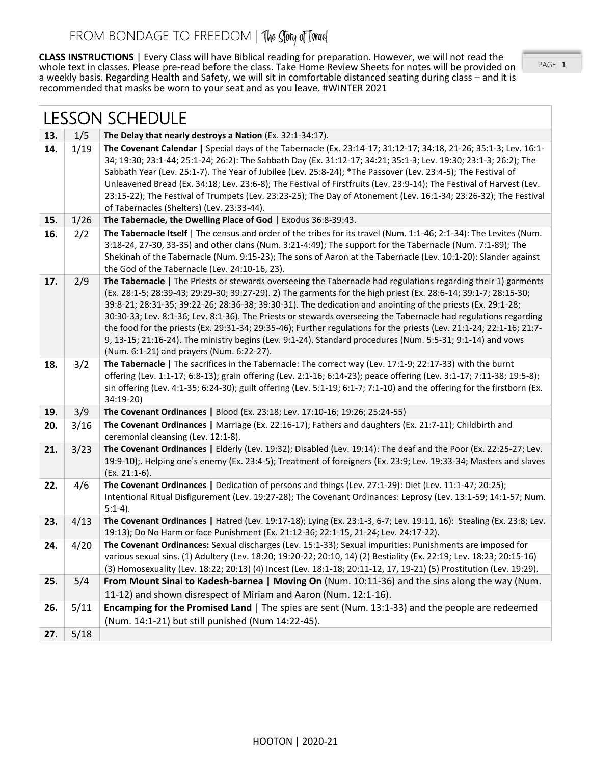# FROM BONDAGE TO FREEDOM | The Story of Israel

**CLASS INSTRUCTIONS** | Every Class will have Biblical reading for preparation. However, we will not read the whole text in classes. Please pre-read before the class. Take Home Review Sheets for notes will be provided on a weekly basis. Regarding Health and Safety, we will sit in comfortable distanced seating during class – and it is recommended that masks be worn to your seat and as you leave. #WINTER 2021

## LESSON SCHEDULE

| | | |
|---|---|---|
| **13.** | 1/5 | **The Delay that nearly destroys a Nation** (Ex. 32:1-34:17). |
| **14.** | 1/19 | **The Covenant Calendar \|** Special days of the Tabernacle (Ex. 23:14-17; 31:12-17; 34:18, 21-26; 35:1-3; Lev. 16:1-34; 19:30; 23:1-44; 25:1-24; 26:2): The Sabbath Day (Ex. 31:12-17; 34:21; 35:1-3; Lev. 19:30; 23:1-3; 26:2); The Sabbath Year (Lev. 25:1-7). The Year of Jubilee (Lev. 25:8-24); *The Passover (Lev. 23:4-5); The Festival of Unleavened Bread (Ex. 34:18; Lev. 23:6-8); The Festival of Firstfruits (Lev. 23:9-14); The Festival of Harvest (Lev. 23:15-22); The Festival of Trumpets (Lev. 23:23-25); The Day of Atonement (Lev. 16:1-34; 23:26-32); The Festival of Tabernacles (Shelters) (Lev. 23:33-44). |
| **15.** | 1/26 | **The Tabernacle, the Dwelling Place of God** \| Exodus 36:8-39:43. |
| **16.** | 2/2 | **The Tabernacle Itself** \| The census and order of the tribes for its travel (Num. 1:1-46; 2:1-34): The Levites (Num. 3:18-24, 27-30, 33-35) and other clans (Num. 3:21-4:49); The support for the Tabernacle (Num. 7:1-89); The Shekinah of the Tabernacle (Num. 9:15-23); The sons of Aaron at the Tabernacle (Lev. 10:1-20): Slander against the God of the Tabernacle (Lev. 24:10-16, 23). |
| **17.** | 2/9 | **The Tabernacle** \| The Priests or stewards overseeing the Tabernacle had regulations regarding their 1) garments (Ex. 28:1-5; 28:39-43; 29:29-30; 39:27-29). 2) The garments for the high priest (Ex. 28:6-14; 39:1-7; 28:15-30; 39:8-21; 28:31-35; 39:22-26; 28:36-38; 39:30-31). The dedication and anointing of the priests (Ex. 29:1-28; 30:30-33; Lev. 8:1-36; Lev. 8:1-36). The Priests or stewards overseeing the Tabernacle had regulations regarding the food for the priests (Ex. 29:31-34; 29:35-46); Further regulations for the priests (Lev. 21:1-24; 22:1-16; 21:7-9, 13-15; 21:16-24). The ministry begins (Lev. 9:1-24). Standard procedures (Num. 5:5-31; 9:1-14) and vows (Num. 6:1-21) and prayers (Num. 6:22-27). |
| **18.** | 3/2 | **The Tabernacle** \| The sacrifices in the Tabernacle: The correct way (Lev. 17:1-9; 22:17-33) with the burnt offering (Lev. 1:1-17; 6:8-13); grain offering (Lev. 2:1-16; 6:14-23); peace offering (Lev. 3:1-17; 7:11-38; 19:5-8); sin offering (Lev. 4:1-35; 6:24-30); guilt offering (Lev. 5:1-19; 6:1-7; 7:1-10) and the offering for the firstborn (Ex. 34:19-20) |
| **19.** | 3/9 | **The Covenant Ordinances \|** Blood (Ex. 23:18; Lev. 17:10-16; 19:26; 25:24-55) |
| **20.** | 3/16 | **The Covenant Ordinances \|** Marriage (Ex. 22:16-17); Fathers and daughters (Ex. 21:7-11); Childbirth and ceremonial cleansing (Lev. 12:1-8). |
| **21.** | 3/23 | **The Covenant Ordinances \|** Elderly (Lev. 19:32); Disabled (Lev. 19:14): The deaf and the Poor (Ex. 22:25-27; Lev. 19:9-10);. Helping one's enemy (Ex. 23:4-5); Treatment of foreigners (Ex. 23:9; Lev. 19:33-34; Masters and slaves (Ex. 21:1-6). |
| **22.** | 4/6 | **The Covenant Ordinances \|** Dedication of persons and things (Lev. 27:1-29): Diet (Lev. 11:1-47; 20:25); Intentional Ritual Disfigurement (Lev. 19:27-28); The Covenant Ordinances: Leprosy (Lev. 13:1-59; 14:1-57; Num. 5:1-4). |
| **23.** | 4/13 | **The Covenant Ordinances \|** Hatred (Lev. 19:17-18); Lying (Ex. 23:1-3, 6-7; Lev. 19:11, 16): Stealing (Ex. 23:8; Lev. 19:13); Do No Harm or face Punishment (Ex. 21:12-36; 22:1-15, 21-24; Lev. 24:17-22). |
| **24.** | 4/20 | **The Covenant Ordinances:** Sexual discharges (Lev. 15:1-33); Sexual impurities: Punishments are imposed for various sexual sins. (1) Adultery (Lev. 18:20; 19:20-22; 20:10, 14) (2) Bestiality (Ex. 22:19; Lev. 18:23; 20:15-16) (3) Homosexuality (Lev. 18:22; 20:13) (4) Incest (Lev. 18:1-18; 20:11-12, 17, 19-21) (5) Prostitution (Lev. 19:29). |
| **25.** | 5/4 | **From Mount Sinai to Kadesh-barnea \| Moving On** (Num. 10:11-36) and the sins along the way (Num. 11-12) and shown disrespect of Miriam and Aaron (Num. 12:1-16). |
| **26.** | 5/11 | **Encamping for the Promised Land** \| The spies are sent (Num. 13:1-33) and the people are redeemed (Num. 14:1-21) but still punished (Num 14:22-45). |
| **27.** | 5/18 | |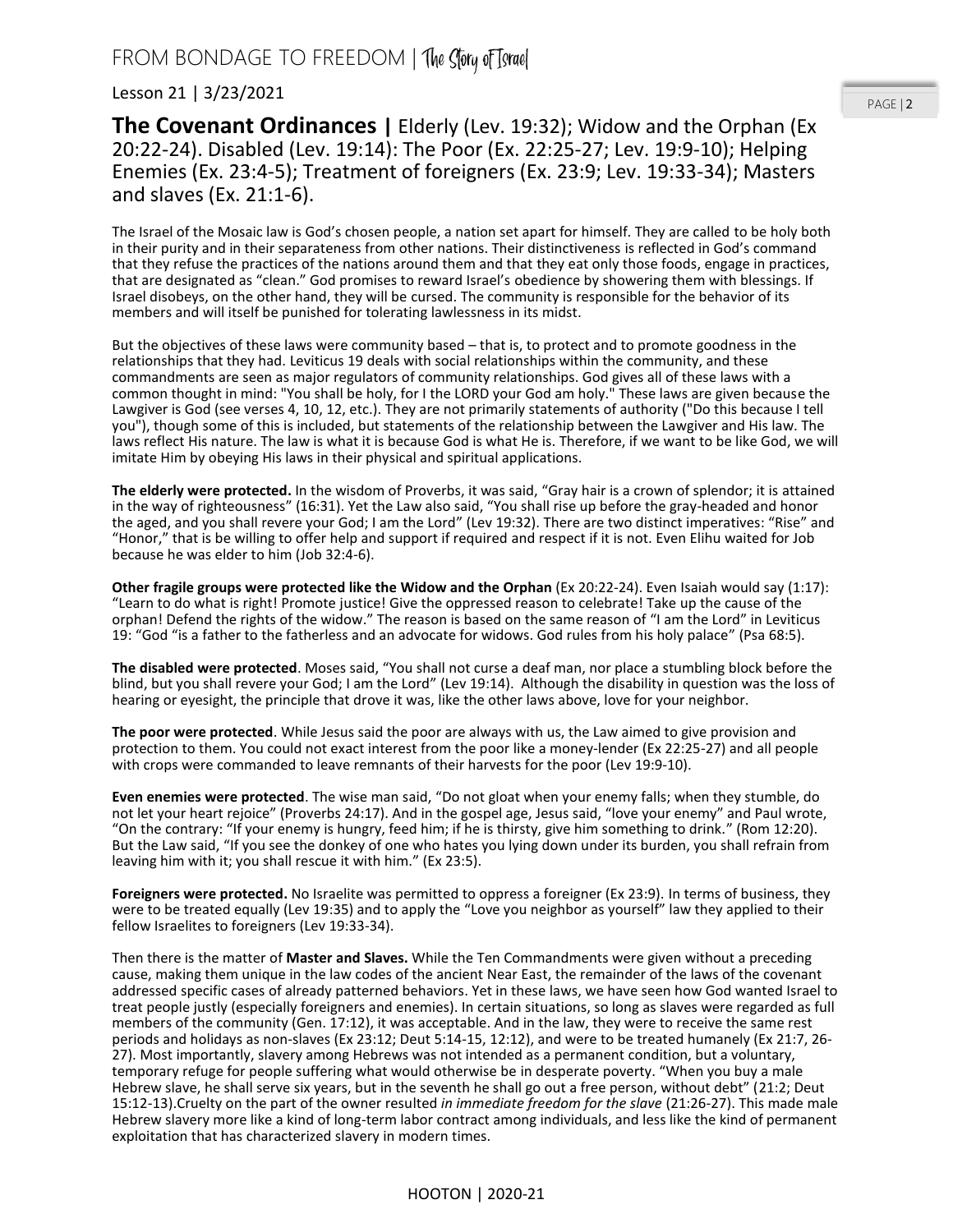Lesson 21 | 3/23/2021

## **The Covenant Ordinances |** Elderly (Lev. 19:32); Widow and the Orphan (Ex 20:22-24). Disabled (Lev. 19:14): The Poor (Ex. 22:25-27; Lev. 19:9-10); Helping Enemies (Ex. 23:4-5); Treatment of foreigners (Ex. 23:9; Lev. 19:33-34); Masters and slaves (Ex. 21:1-6).

The Israel of the Mosaic law is God's chosen people, a nation set apart for himself. They are called to be holy both in their purity and in their separateness from other nations. Their distinctiveness is reflected in God's command that they refuse the practices of the nations around them and that they eat only those foods, engage in practices, that are designated as "clean." God promises to reward Israel's obedience by showering them with blessings. If Israel disobeys, on the other hand, they will be cursed. The community is responsible for the behavior of its members and will itself be punished for tolerating lawlessness in its midst.

But the objectives of these laws were community based – that is, to protect and to promote goodness in the relationships that they had. Leviticus 19 deals with social relationships within the community, and these commandments are seen as major regulators of community relationships. God gives all of these laws with a common thought in mind: "You shall be holy, for I the LORD your God am holy." These laws are given because the Lawgiver is God (see verses 4, 10, 12, etc.). They are not primarily statements of authority ("Do this because I tell you"), though some of this is included, but statements of the relationship between the Lawgiver and His law. The laws reflect His nature. The law is what it is because God is what He is. Therefore, if we want to be like God, we will imitate Him by obeying His laws in their physical and spiritual applications.

**The elderly were protected.** In the wisdom of Proverbs, it was said, "Gray hair is a crown of splendor; it is attained in the way of righteousness" (16:31). Yet the Law also said, "You shall rise up before the gray-headed and honor the aged, and you shall revere your God; I am the Lord" (Lev 19:32). There are two distinct imperatives: "Rise" and "Honor," that is be willing to offer help and support if required and respect if it is not. Even Elihu waited for Job because he was elder to him (Job 32:4-6).

**Other fragile groups were protected like the Widow and the Orphan** (Ex 20:22-24). Even Isaiah would say (1:17): "Learn to do what is right! Promote justice! Give the oppressed reason to celebrate! Take up the cause of the orphan! Defend the rights of the widow." The reason is based on the same reason of "I am the Lord" in Leviticus 19: "God "is a father to the fatherless and an advocate for widows. God rules from his holy palace" (Psa 68:5).

**The disabled were protected**. Moses said, "You shall not curse a deaf man, nor place a stumbling block before the blind, but you shall revere your God; I am the Lord" (Lev 19:14). Although the disability in question was the loss of hearing or eyesight, the principle that drove it was, like the other laws above, love for your neighbor.

**The poor were protected**. While Jesus said the poor are always with us, the Law aimed to give provision and protection to them. You could not exact interest from the poor like a money-lender (Ex 22:25-27) and all people with crops were commanded to leave remnants of their harvests for the poor (Lev 19:9-10).

**Even enemies were protected**. The wise man said, "Do not gloat when your enemy falls; when they stumble, do not let your heart rejoice" (Proverbs 24:17). And in the gospel age, Jesus said, "love your enemy" and Paul wrote, "On the contrary: "If your enemy is hungry, feed him; if he is thirsty, give him something to drink." (Rom 12:20). But the Law said, "If you see the donkey of one who hates you lying down under its burden, you shall refrain from leaving him with it; you shall rescue it with him." (Ex 23:5).

**Foreigners were protected.** No Israelite was permitted to oppress a foreigner (Ex 23:9). In terms of business, they were to be treated equally (Lev 19:35) and to apply the "Love you neighbor as yourself" law they applied to their fellow Israelites to foreigners (Lev 19:33-34).

Then there is the matter of **Master and Slaves.** While the Ten Commandments were given without a preceding cause, making them unique in the law codes of the ancient Near East, the remainder of the laws of the covenant addressed specific cases of already patterned behaviors. Yet in these laws, we have seen how God wanted Israel to treat people justly (especially foreigners and enemies). In certain situations, so long as slaves were regarded as full members of the community (Gen. 17:12), it was acceptable. And in the law, they were to receive the same rest periods and holidays as non-slaves (Ex 23:12; Deut 5:14-15, 12:12), and were to be treated humanely (Ex 21:7, 26-27). Most importantly, slavery among Hebrews was not intended as a permanent condition, but a voluntary, temporary refuge for people suffering what would otherwise be in desperate poverty. "When you buy a male Hebrew slave, he shall serve six years, but in the seventh he shall go out a free person, without debt" (21:2; Deut 15:12-13).Cruelty on the part of the owner resulted *in immediate freedom for the slave* (21:26-27). This made male Hebrew slavery more like a kind of long-term labor contract among individuals, and less like the kind of permanent exploitation that has characterized slavery in modern times.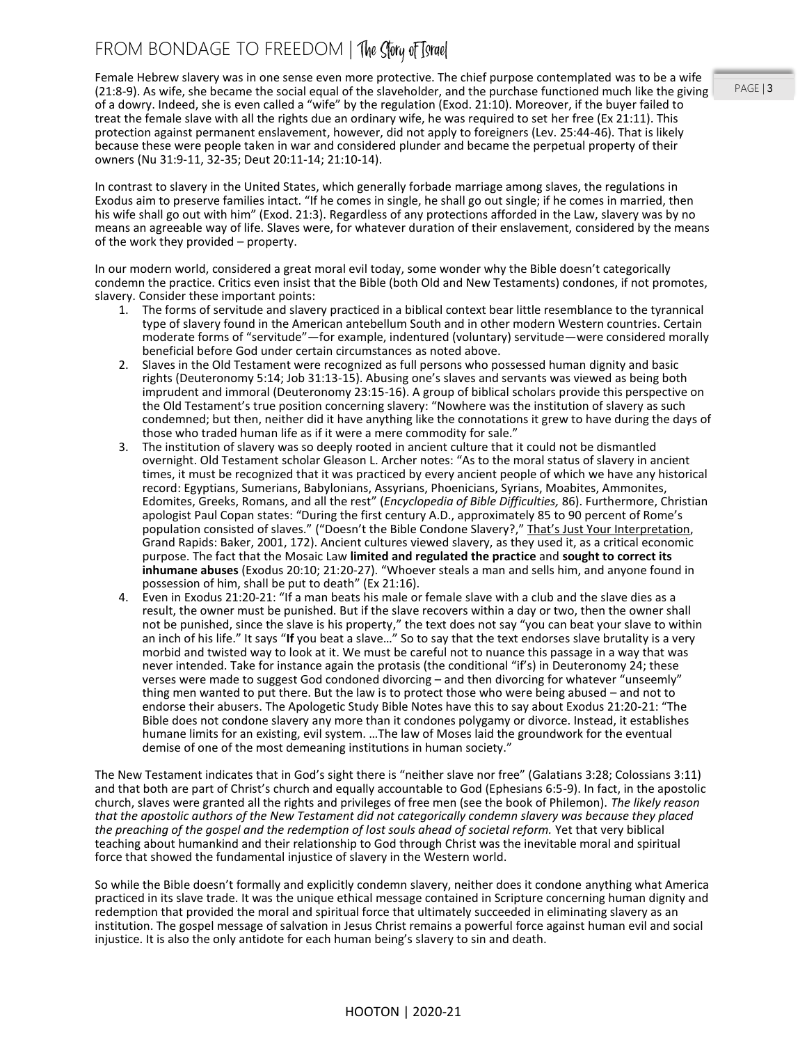Female Hebrew slavery was in one sense even more protective. The chief purpose contemplated was to be a wife (21:8-9). As wife, she became the social equal of the slaveholder, and the purchase functioned much like the giving of a dowry. Indeed, she is even called a "wife" by the regulation (Exod. 21:10). Moreover, if the buyer failed to treat the female slave with all the rights due an ordinary wife, he was required to set her free (Ex 21:11). This protection against permanent enslavement, however, did not apply to foreigners (Lev. 25:44-46). That is likely because these were people taken in war and considered plunder and became the perpetual property of their owners (Nu 31:9-11, 32-35; Deut 20:11-14; 21:10-14).

In contrast to slavery in the United States, which generally forbade marriage among slaves, the regulations in Exodus aim to preserve families intact. "If he comes in single, he shall go out single; if he comes in married, then his wife shall go out with him" (Exod. 21:3). Regardless of any protections afforded in the Law, slavery was by no means an agreeable way of life. Slaves were, for whatever duration of their enslavement, considered by the means of the work they provided – property.

In our modern world, considered a great moral evil today, some wonder why the Bible doesn't categorically condemn the practice. Critics even insist that the Bible (both Old and New Testaments) condones, if not promotes, slavery. Consider these important points:

1. The forms of servitude and slavery practiced in a biblical context bear little resemblance to the tyrannical type of slavery found in the American antebellum South and in other modern Western countries. Certain moderate forms of "servitude"—for example, indentured (voluntary) servitude—were considered morally beneficial before God under certain circumstances as noted above.
2. Slaves in the Old Testament were recognized as full persons who possessed human dignity and basic rights (Deuteronomy 5:14; Job 31:13-15). Abusing one's slaves and servants was viewed as being both imprudent and immoral (Deuteronomy 23:15-16). A group of biblical scholars provide this perspective on the Old Testament's true position concerning slavery: "Nowhere was the institution of slavery as such condemned; but then, neither did it have anything like the connotations it grew to have during the days of those who traded human life as if it were a mere commodity for sale."
3. The institution of slavery was so deeply rooted in ancient culture that it could not be dismantled overnight. Old Testament scholar Gleason L. Archer notes: "As to the moral status of slavery in ancient times, it must be recognized that it was practiced by every ancient people of which we have any historical record: Egyptians, Sumerians, Babylonians, Assyrians, Phoenicians, Syrians, Moabites, Ammonites, Edomites, Greeks, Romans, and all the rest" (*Encyclopedia of Bible Difficulties,* 86). Furthermore, Christian apologist Paul Copan states: "During the first century A.D., approximately 85 to 90 percent of Rome's population consisted of slaves." ("Doesn't the Bible Condone Slavery?," That's Just Your Interpretation, Grand Rapids: Baker, 2001, 172). Ancient cultures viewed slavery, as they used it, as a critical economic purpose. The fact that the Mosaic Law **limited and regulated the practice** and **sought to correct its inhumane abuses** (Exodus 20:10; 21:20-27). "Whoever steals a man and sells him, and anyone found in possession of him, shall be put to death" (Ex 21:16).
4. Even in Exodus 21:20-21: "If a man beats his male or female slave with a club and the slave dies as a result, the owner must be punished. But if the slave recovers within a day or two, then the owner shall not be punished, since the slave is his property," the text does not say "you can beat your slave to within an inch of his life." It says "**If** you beat a slave…" So to say that the text endorses slave brutality is a very morbid and twisted way to look at it. We must be careful not to nuance this passage in a way that was never intended. Take for instance again the protasis (the conditional "if's) in Deuteronomy 24; these verses were made to suggest God condoned divorcing – and then divorcing for whatever "unseemly" thing men wanted to put there. But the law is to protect those who were being abused – and not to endorse their abusers. The Apologetic Study Bible Notes have this to say about Exodus 21:20-21: "The Bible does not condone slavery any more than it condones polygamy or divorce. Instead, it establishes humane limits for an existing, evil system. …The law of Moses laid the groundwork for the eventual demise of one of the most demeaning institutions in human society."

The New Testament indicates that in God's sight there is "neither slave nor free" (Galatians 3:28; Colossians 3:11) and that both are part of Christ's church and equally accountable to God (Ephesians 6:5-9). In fact, in the apostolic church, slaves were granted all the rights and privileges of free men (see the book of Philemon). *The likely reason that the apostolic authors of the New Testament did not categorically condemn slavery was because they placed the preaching of the gospel and the redemption of lost souls ahead of societal reform.* Yet that very biblical teaching about humankind and their relationship to God through Christ was the inevitable moral and spiritual force that showed the fundamental injustice of slavery in the Western world.

So while the Bible doesn't formally and explicitly condemn slavery, neither does it condone anything what America practiced in its slave trade. It was the unique ethical message contained in Scripture concerning human dignity and redemption that provided the moral and spiritual force that ultimately succeeded in eliminating slavery as an institution. The gospel message of salvation in Jesus Christ remains a powerful force against human evil and social injustice. It is also the only antidote for each human being's slavery to sin and death.